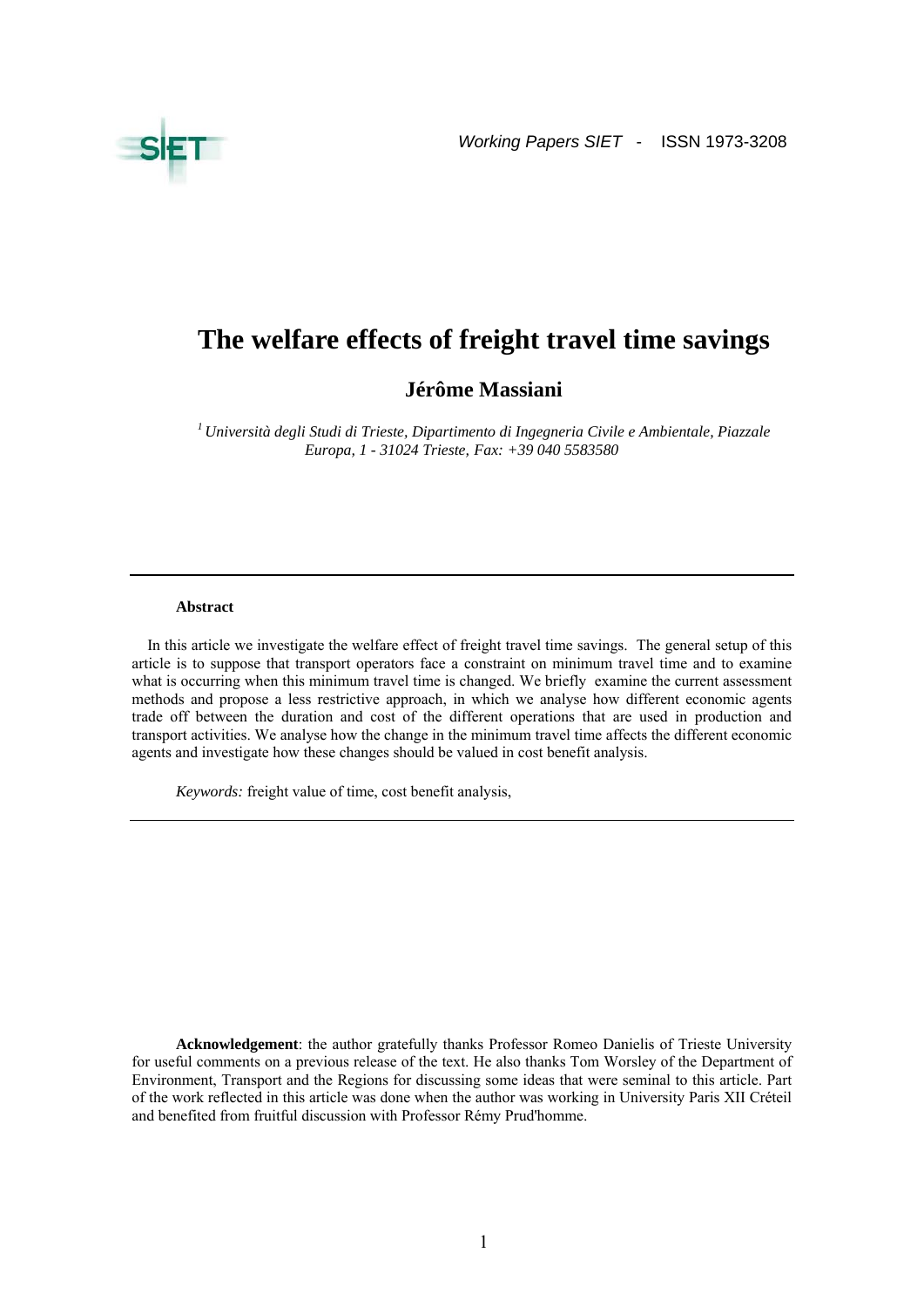# The welfare effects of freight travel time savings

**Jérôme Massiani**

[1] *Università degli Studi di Trieste, Dipartimento di Ingegneria Civile e Ambientale, Piazzale Europa, 1 - 31024 Trieste, Fax: +39 040 5583580*

---

**Abstract**

In this article we investigate the welfare effect of freight travel time savings. The general setup of this article is to suppose that transport operators face a constraint on minimum travel time and to examine what is occurring when this minimum travel time is changed. We briefly examine the current assessment methods and propose a less restrictive approach, in which we analyse how different economic agents trade off between the duration and cost of the different operations that are used in production and transport activities. We analyse how the change in the minimum travel time affects the different economic agents and investigate how these changes should be valued in cost benefit analysis.

*Keywords:* freight value of time, cost benefit analysis,

---

**Acknowledgement**: the author gratefully thanks Professor Romeo Danielis of Trieste University for useful comments on a previous release of the text. He also thanks Tom Worsley of the Department of Environment, Transport and the Regions for discussing some ideas that were seminal to this article. Part of the work reflected in this article was done when the author was working in University Paris XII Créteil and benefited from fruitful discussion with Professor Rémy Prud'homme.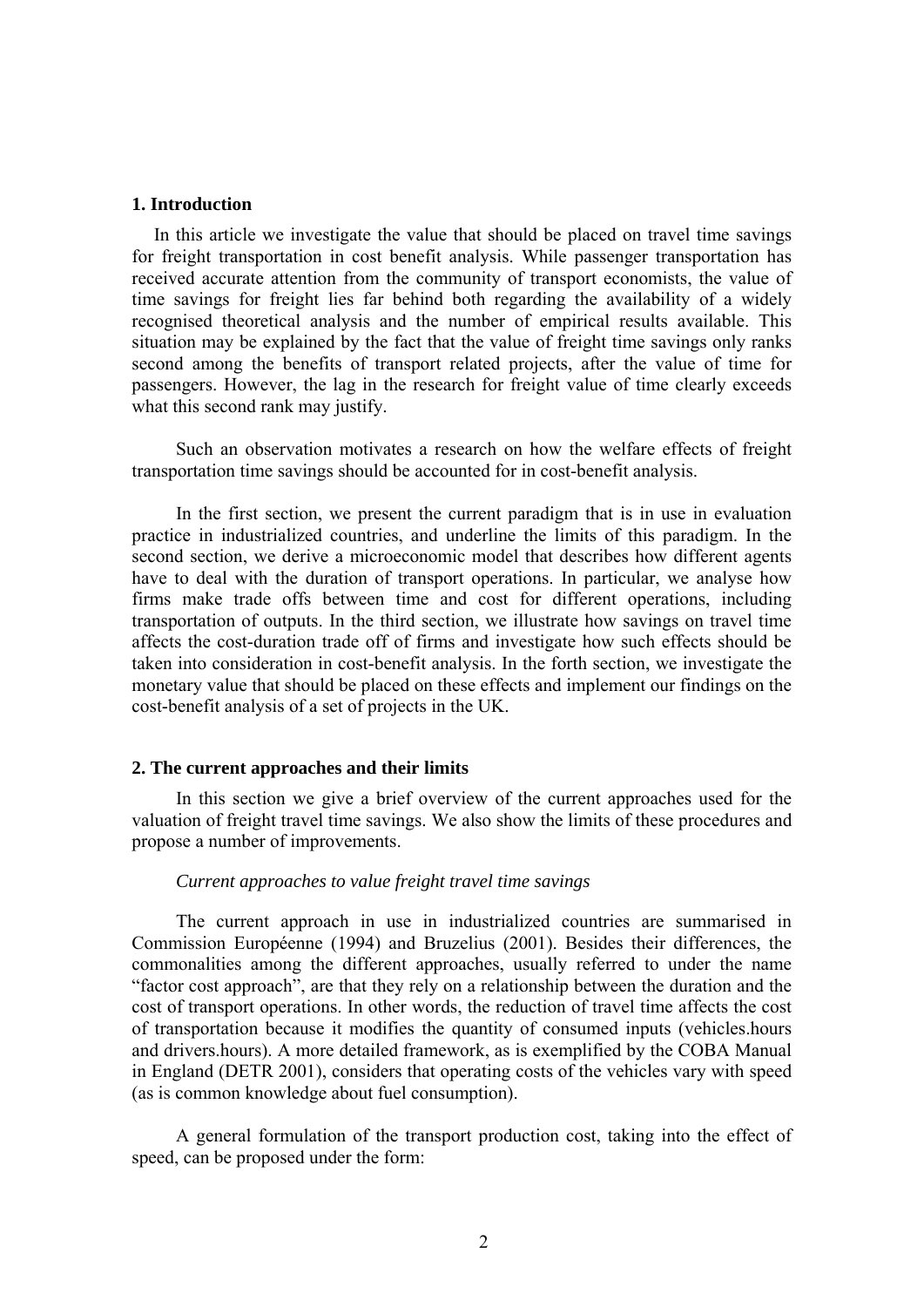## 1. Introduction

In this article we investigate the value that should be placed on travel time savings for freight transportation in cost benefit analysis. While passenger transportation has received accurate attention from the community of transport economists, the value of time savings for freight lies far behind both regarding the availability of a widely recognised theoretical analysis and the number of empirical results available. This situation may be explained by the fact that the value of freight time savings only ranks second among the benefits of transport related projects, after the value of time for passengers. However, the lag in the research for freight value of time clearly exceeds what this second rank may justify.

Such an observation motivates a research on how the welfare effects of freight transportation time savings should be accounted for in cost-benefit analysis.

In the first section, we present the current paradigm that is in use in evaluation practice in industrialized countries, and underline the limits of this paradigm. In the second section, we derive a microeconomic model that describes how different agents have to deal with the duration of transport operations. In particular, we analyse how firms make trade offs between time and cost for different operations, including transportation of outputs. In the third section, we illustrate how savings on travel time affects the cost-duration trade off of firms and investigate how such effects should be taken into consideration in cost-benefit analysis. In the forth section, we investigate the monetary value that should be placed on these effects and implement our findings on the cost-benefit analysis of a set of projects in the UK.

## 2. The current approaches and their limits

In this section we give a brief overview of the current approaches used for the valuation of freight travel time savings. We also show the limits of these procedures and propose a number of improvements.

*Current approaches to value freight travel time savings*

The current approach in use in industrialized countries are summarised in Commission Européenne (1994) and Bruzelius (2001). Besides their differences, the commonalities among the different approaches, usually referred to under the name "factor cost approach", are that they rely on a relationship between the duration and the cost of transport operations. In other words, the reduction of travel time affects the cost of transportation because it modifies the quantity of consumed inputs (vehicles.hours and drivers.hours). A more detailed framework, as is exemplified by the COBA Manual in England (DETR 2001), considers that operating costs of the vehicles vary with speed (as is common knowledge about fuel consumption).

A general formulation of the transport production cost, taking into the effect of speed, can be proposed under the form: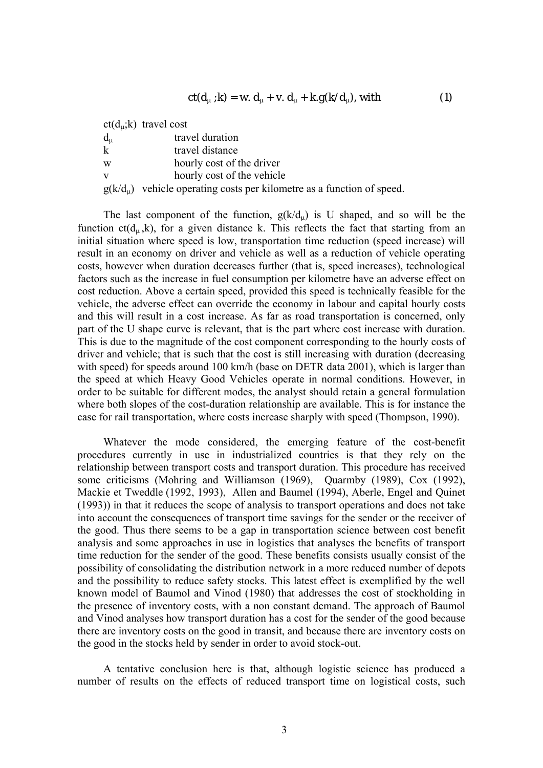$$ct(d_\mu ; k) = w.\, d_\mu + v.\, d_\mu + k.g(k/d_\mu),\ \text{with} \qquad (1)$$

$ct(d_\mu;k)$ travel cost
$d_\mu$ travel duration
$k$ travel distance
$w$ hourly cost of the driver
$v$ hourly cost of the vehicle
$g(k/d_\mu)$ vehicle operating costs per kilometre as a function of speed.

The last component of the function, $g(k/d_\mu)$ is U shaped, and so will be the function $ct(d_\mu, k)$, for a given distance k. This reflects the fact that starting from an initial situation where speed is low, transportation time reduction (speed increase) will result in an economy on driver and vehicle as well as a reduction of vehicle operating costs, however when duration decreases further (that is, speed increases), technological factors such as the increase in fuel consumption per kilometre have an adverse effect on cost reduction. Above a certain speed, provided this speed is technically feasible for the vehicle, the adverse effect can override the economy in labour and capital hourly costs and this will result in a cost increase. As far as road transportation is concerned, only part of the U shape curve is relevant, that is the part where cost increase with duration. This is due to the magnitude of the cost component corresponding to the hourly costs of driver and vehicle; that is such that the cost is still increasing with duration (decreasing with speed) for speeds around 100 km/h (base on DETR data 2001), which is larger than the speed at which Heavy Good Vehicles operate in normal conditions. However, in order to be suitable for different modes, the analyst should retain a general formulation where both slopes of the cost-duration relationship are available. This is for instance the case for rail transportation, where costs increase sharply with speed (Thompson, 1990).

Whatever the mode considered, the emerging feature of the cost-benefit procedures currently in use in industrialized countries is that they rely on the relationship between transport costs and transport duration. This procedure has received some criticisms (Mohring and Williamson (1969), Quarmby (1989), Cox (1992), Mackie et Tweddle (1992, 1993), Allen and Baumel (1994), Aberle, Engel and Quinet (1993)) in that it reduces the scope of analysis to transport operations and does not take into account the consequences of transport time savings for the sender or the receiver of the good. Thus there seems to be a gap in transportation science between cost benefit analysis and some approaches in use in logistics that analyses the benefits of transport time reduction for the sender of the good. These benefits consists usually consist of the possibility of consolidating the distribution network in a more reduced number of depots and the possibility to reduce safety stocks. This latest effect is exemplified by the well known model of Baumol and Vinod (1980) that addresses the cost of stockholding in the presence of inventory costs, with a non constant demand. The approach of Baumol and Vinod analyses how transport duration has a cost for the sender of the good because there are inventory costs on the good in transit, and because there are inventory costs on the good in the stocks held by sender in order to avoid stock-out.

A tentative conclusion here is that, although logistic science has produced a number of results on the effects of reduced transport time on logistical costs, such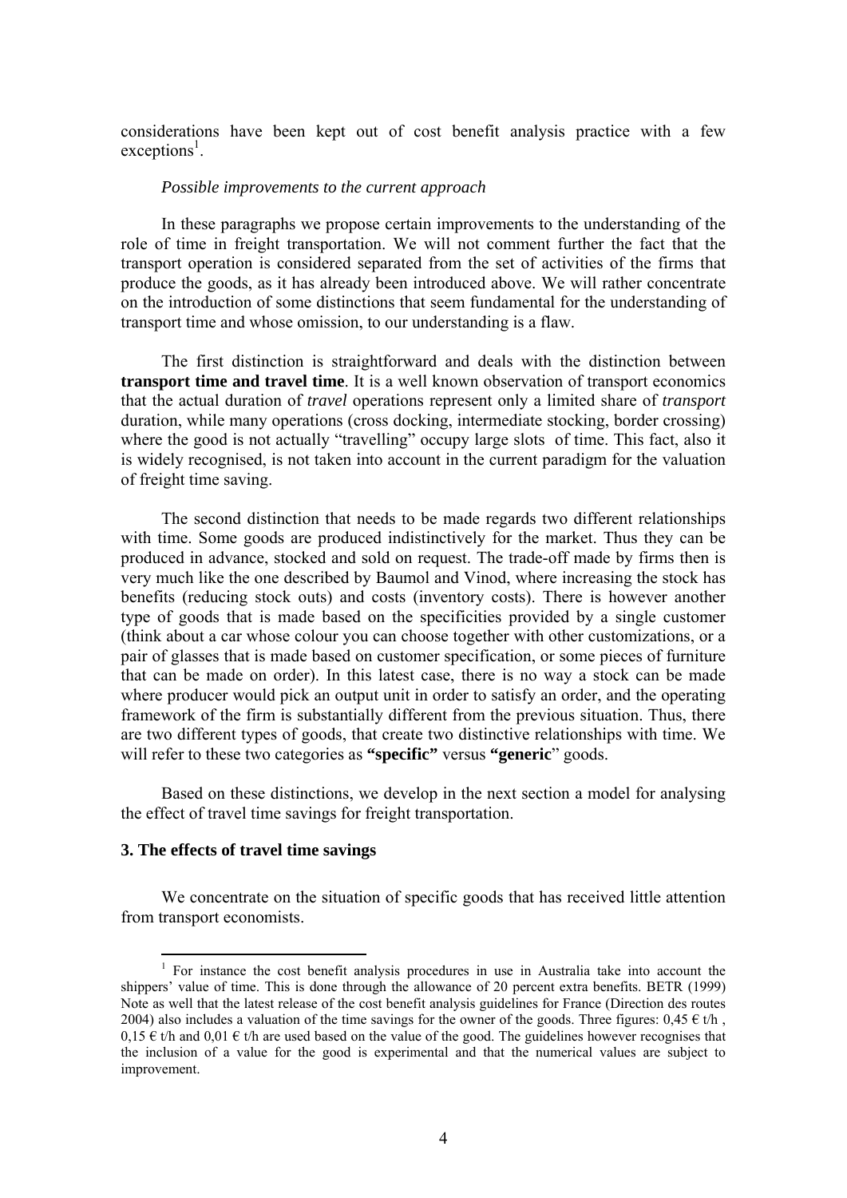considerations have been kept out of cost benefit analysis practice with a few exceptions[1].

*Possible improvements to the current approach*

In these paragraphs we propose certain improvements to the understanding of the role of time in freight transportation. We will not comment further the fact that the transport operation is considered separated from the set of activities of the firms that produce the goods, as it has already been introduced above. We will rather concentrate on the introduction of some distinctions that seem fundamental for the understanding of transport time and whose omission, to our understanding is a flaw.

The first distinction is straightforward and deals with the distinction between **transport time and travel time**. It is a well known observation of transport economics that the actual duration of *travel* operations represent only a limited share of *transport* duration, while many operations (cross docking, intermediate stocking, border crossing) where the good is not actually "travelling" occupy large slots of time. This fact, also it is widely recognised, is not taken into account in the current paradigm for the valuation of freight time saving.

The second distinction that needs to be made regards two different relationships with time. Some goods are produced indistinctively for the market. Thus they can be produced in advance, stocked and sold on request. The trade-off made by firms then is very much like the one described by Baumol and Vinod, where increasing the stock has benefits (reducing stock outs) and costs (inventory costs). There is however another type of goods that is made based on the specificities provided by a single customer (think about a car whose colour you can choose together with other customizations, or a pair of glasses that is made based on customer specification, or some pieces of furniture that can be made on order). In this latest case, there is no way a stock can be made where producer would pick an output unit in order to satisfy an order, and the operating framework of the firm is substantially different from the previous situation. Thus, there are two different types of goods, that create two distinctive relationships with time. We will refer to these two categories as **"specific"** versus **"generic**" goods.

Based on these distinctions, we develop in the next section a model for analysing the effect of travel time savings for freight transportation.

## 3. The effects of travel time savings

We concentrate on the situation of specific goods that has received little attention from transport economists.

---

[1] For instance the cost benefit analysis procedures in use in Australia take into account the shippers' value of time. This is done through the allowance of 20 percent extra benefits. BETR (1999) Note as well that the latest release of the cost benefit analysis guidelines for France (Direction des routes 2004) also includes a valuation of the time savings for the owner of the goods. Three figures: 0,45 € t/h , 0,15 € t/h and 0,01 € t/h are used based on the value of the good. The guidelines however recognises that the inclusion of a value for the good is experimental and that the numerical values are subject to improvement.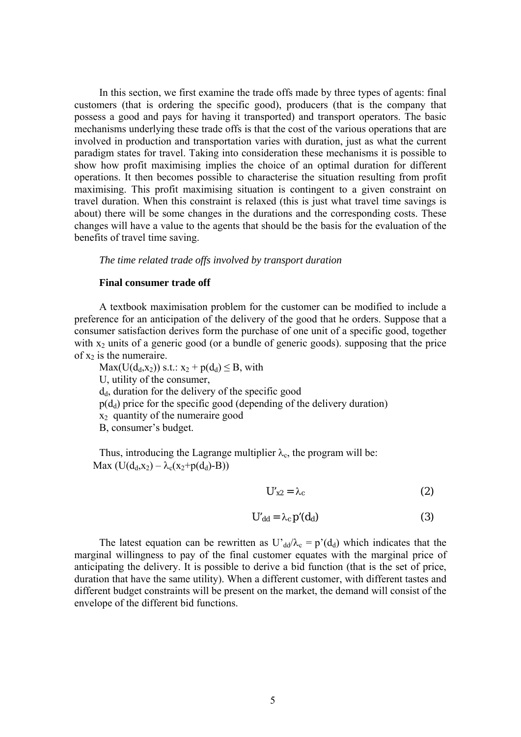In this section, we first examine the trade offs made by three types of agents: final customers (that is ordering the specific good), producers (that is the company that possess a good and pays for having it transported) and transport operators. The basic mechanisms underlying these trade offs is that the cost of the various operations that are involved in production and transportation varies with duration, just as what the current paradigm states for travel. Taking into consideration these mechanisms it is possible to show how profit maximising implies the choice of an optimal duration for different operations. It then becomes possible to characterise the situation resulting from profit maximising. This profit maximising situation is contingent to a given constraint on travel duration. When this constraint is relaxed (this is just what travel time savings is about) there will be some changes in the durations and the corresponding costs. These changes will have a value to the agents that should be the basis for the evaluation of the benefits of travel time saving.

*The time related trade offs involved by transport duration*

**Final consumer trade off**

A textbook maximisation problem for the customer can be modified to include a preference for an anticipation of the delivery of the good that he orders. Suppose that a consumer satisfaction derives form the purchase of one unit of a specific good, together with $x_2$ units of a generic good (or a bundle of generic goods). supposing that the price of $x_2$ is the numeraire.

$\text{Max}(U(d_d,x_2))$ s.t.: $x_2 + p(d_d) \leq B$, with

U, utility of the consumer,

$d_d$, duration for the delivery of the specific good

$p(d_d)$ price for the specific good (depending of the delivery duration)

$x_2$ quantity of the numeraire good

B, consumer's budget.

Thus, introducing the Lagrange multiplier $\lambda_c$, the program will be:

$\text{Max}\ (U(d_d,x_2) - \lambda_c(x_2+p(d_d)-B))$

$$U'_{x2} = \lambda_c \tag{2}$$

$$U'_{dd} = \lambda_c\, p'(d_d) \tag{3}$$

The latest equation can be rewritten as $U'_{dd}/\lambda_c = p'(d_d)$ which indicates that the marginal willingness to pay of the final customer equates with the marginal price of anticipating the delivery. It is possible to derive a bid function (that is the set of price, duration that have the same utility). When a different customer, with different tastes and different budget constraints will be present on the market, the demand will consist of the envelope of the different bid functions.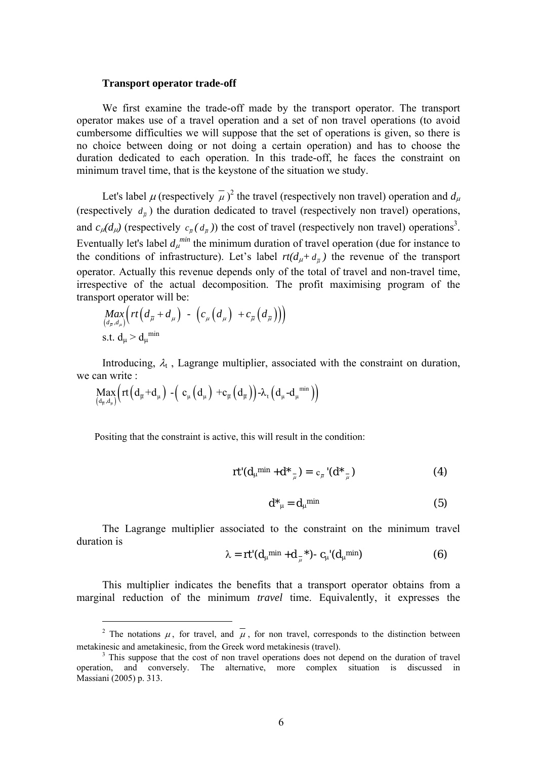**Transport operator trade-off**

We first examine the trade-off made by the transport operator. The transport operator makes use of a travel operation and a set of non travel operations (to avoid cumbersome difficulties we will suppose that the set of operations is given, so there is no choice between doing or not doing a certain operation) and has to choose the duration dedicated to each operation. In this trade-off, he faces the constraint on minimum travel time, that is the keystone of the situation we study.

Let's label $\mu$ (respectively $\overline{\mu}$)[2] the travel (respectively non travel) operation and $d_\mu$ (respectively $d_{\overline{\mu}}$) the duration dedicated to travel (respectively non travel) operations, and $c_\mu(d_\mu)$ (respectively $c_{\overline{\mu}}(d_{\overline{\mu}})$) the cost of travel (respectively non travel) operations[3]. Eventually let's label $d_\mu^{min}$ the minimum duration of travel operation (due for instance to the conditions of infrastructure). Let's label $rt(d_\mu + d_{\overline{\mu}})$ the revenue of the transport operator. Actually this revenue depends only of the total of travel and non-travel time, irrespective of the actual decomposition. The profit maximising program of the transport operator will be:

$$\underset{(d_{\overline{\mu}}, d_\mu)}{Max}\left( rt\left(d_{\overline{\mu}} + d_\mu\right) - \left(c_\mu\left(d_\mu\right) + c_{\overline{\mu}}\left(d_{\overline{\mu}}\right)\right)\right)$$

s.t. $d_\mu > d_\mu^{min}$

Introducing, $\lambda_t$, Lagrange multiplier, associated with the constraint on duration, we can write :

$$\underset{(d_{\overline{\mu}}, d_\mu)}{Max}\left( rt\left(d_{\overline{\mu}} + d_\mu\right) - \left(c_\mu\left(d_\mu\right) + c_{\overline{\mu}}\left(d_{\overline{\mu}}\right)\right) - \lambda_t\left(d_\mu - d_\mu^{min}\right)\right)$$

Positing that the constraint is active, this will result in the condition:

$$rt'(d_\mu^{min} + d^*_{\overline{\mu}}) = c_{\overline{\mu}}'(d^*_{\overline{\mu}}) \qquad (4)$$

$$d^*_\mu = d_\mu^{min} \qquad (5)$$

The Lagrange multiplier associated to the constraint on the minimum travel duration is

$$\lambda = rt'(d_\mu^{min} + d_{\overline{\mu}}^*) - c_\mu'(d_\mu^{min}) \qquad (6)$$

This multiplier indicates the benefits that a transport operator obtains from a marginal reduction of the minimum *travel* time. Equivalently, it expresses the

---

[2] The notations $\mu$, for travel, and $\overline{\mu}$, for non travel, corresponds to the distinction between metakinesic and ametakinesic, from the Greek word metakinesis (travel).

[3] This suppose that the cost of non travel operations does not depend on the duration of travel operation, and conversely. The alternative, more complex situation is discussed in Massiani (2005) p. 313.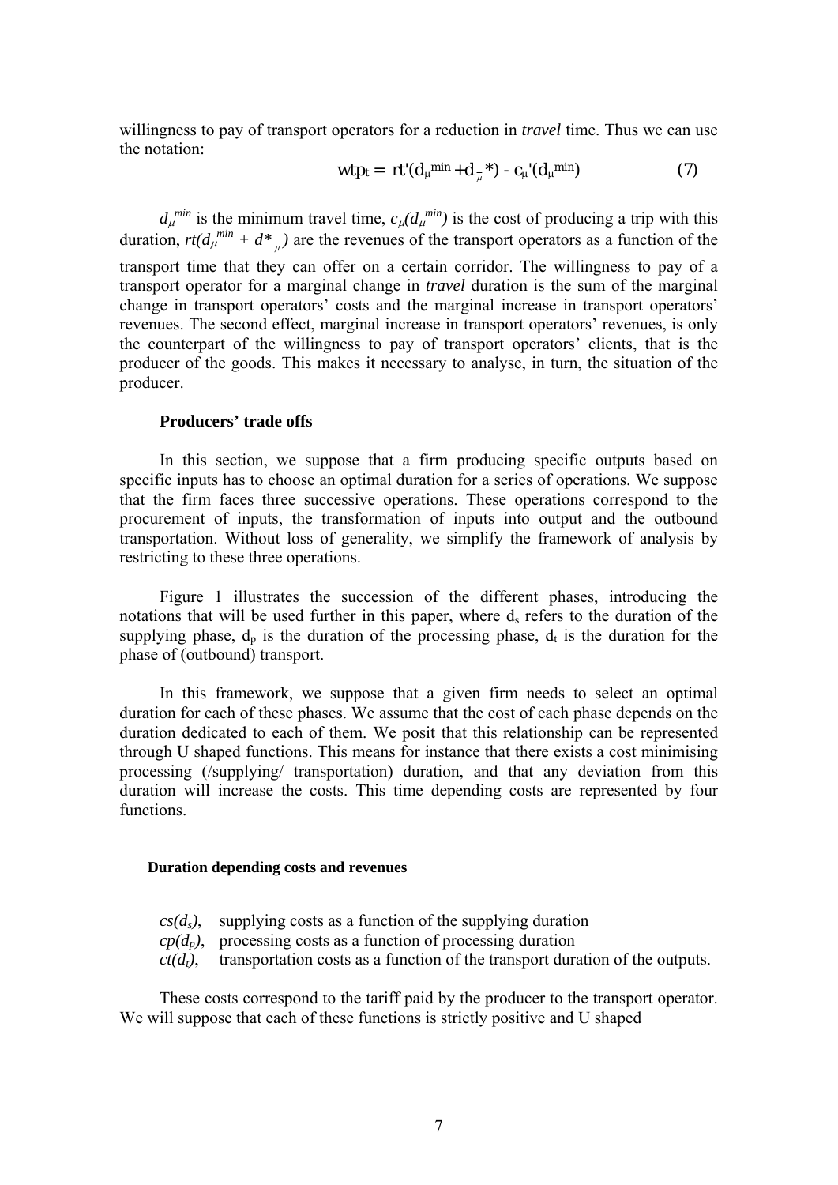willingness to pay of transport operators for a reduction in *travel* time. Thus we can use the notation:

$$wtp_t = rt'(d_\mu^{min} + d_{\bar{\mu}}*) - c_\mu'(d_\mu^{min}) \qquad (7)$$

$d_\mu^{min}$ is the minimum travel time, $c_\mu(d_\mu^{min})$ is the cost of producing a trip with this duration, $rt(d_\mu^{min} + d*_{\bar{\mu}})$ are the revenues of the transport operators as a function of the transport time that they can offer on a certain corridor. The willingness to pay of a transport operator for a marginal change in *travel* duration is the sum of the marginal change in transport operators' costs and the marginal increase in transport operators' revenues. The second effect, marginal increase in transport operators' revenues, is only the counterpart of the willingness to pay of transport operators' clients, that is the producer of the goods. This makes it necessary to analyse, in turn, the situation of the producer.

### Producers' trade offs

In this section, we suppose that a firm producing specific outputs based on specific inputs has to choose an optimal duration for a series of operations. We suppose that the firm faces three successive operations. These operations correspond to the procurement of inputs, the transformation of inputs into output and the outbound transportation. Without loss of generality, we simplify the framework of analysis by restricting to these three operations.

Figure 1 illustrates the succession of the different phases, introducing the notations that will be used further in this paper, where $d_s$ refers to the duration of the supplying phase, $d_p$ is the duration of the processing phase, $d_t$ is the duration for the phase of (outbound) transport.

In this framework, we suppose that a given firm needs to select an optimal duration for each of these phases. We assume that the cost of each phase depends on the duration dedicated to each of them. We posit that this relationship can be represented through U shaped functions. This means for instance that there exists a cost minimising processing (/supplying/ transportation) duration, and that any deviation from this duration will increase the costs. This time depending costs are represented by four functions.

#### Duration depending costs and revenues

- $cs(d_s)$, supplying costs as a function of the supplying duration
- $cp(d_p)$, processing costs as a function of processing duration
- $ct(d_t)$, transportation costs as a function of the transport duration of the outputs.

These costs correspond to the tariff paid by the producer to the transport operator. We will suppose that each of these functions is strictly positive and U shaped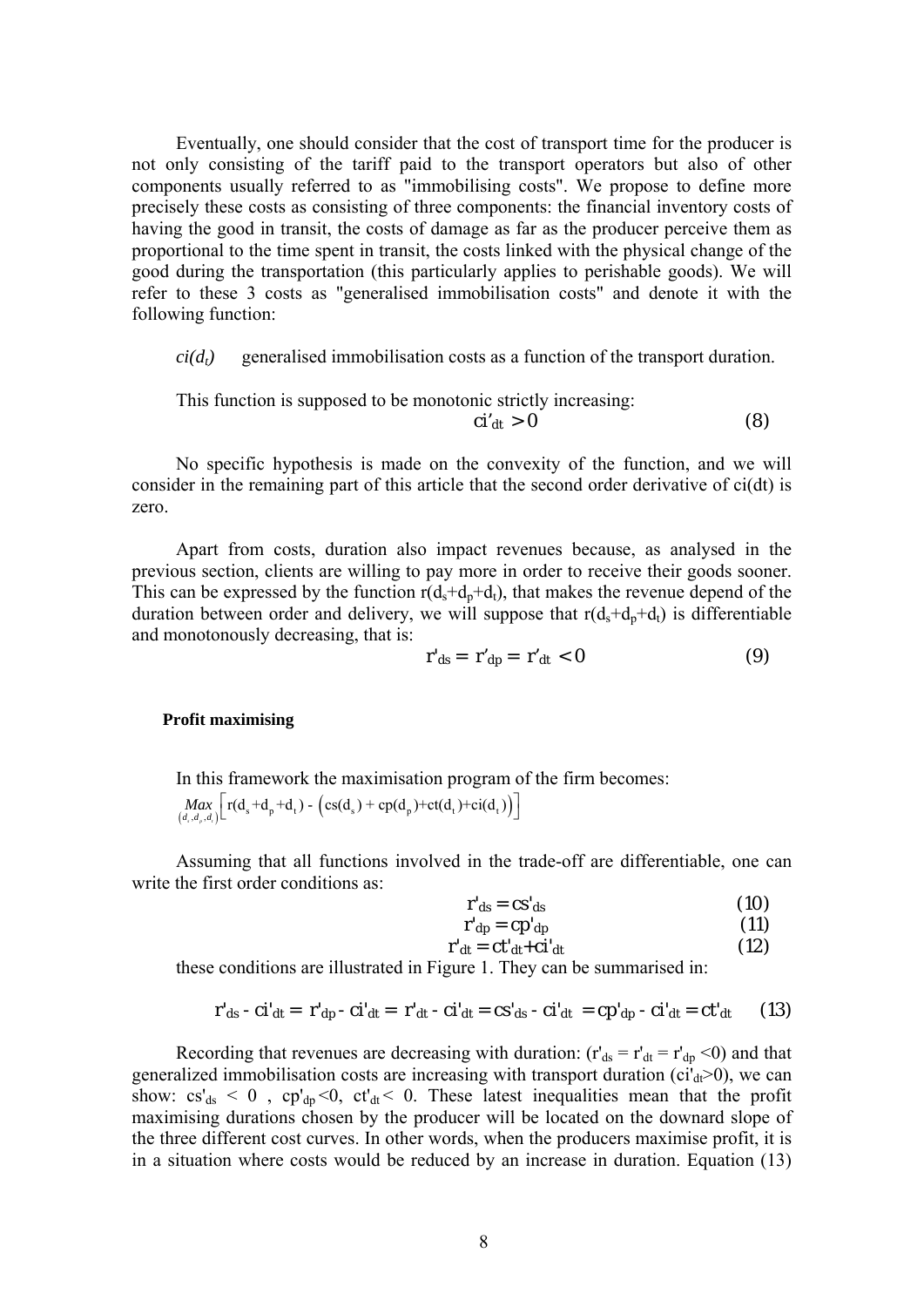Eventually, one should consider that the cost of transport time for the producer is not only consisting of the tariff paid to the transport operators but also of other components usually referred to as "immobilising costs". We propose to define more precisely these costs as consisting of three components: the financial inventory costs of having the good in transit, the costs of damage as far as the producer perceive them as proportional to the time spent in transit, the costs linked with the physical change of the good during the transportation (this particularly applies to perishable goods). We will refer to these 3 costs as "generalised immobilisation costs" and denote it with the following function:

$ci(d_t)$ generalised immobilisation costs as a function of the transport duration.

This function is supposed to be monotonic strictly increasing:

$$ci'_{dt} > 0 \tag{8}$$

No specific hypothesis is made on the convexity of the function, and we will consider in the remaining part of this article that the second order derivative of ci(dt) is zero.

Apart from costs, duration also impact revenues because, as analysed in the previous section, clients are willing to pay more in order to receive their goods sooner. This can be expressed by the function $r(d_s+d_p+d_t)$, that makes the revenue depend of the duration between order and delivery, we will suppose that $r(d_s+d_p+d_t)$ is differentiable and monotonously decreasing, that is:

$$r'_{ds} = r'_{dp} = r'_{dt} < 0 \tag{9}$$

**Profit maximising**

In this framework the maximisation program of the firm becomes:

$$\underset{(d_s,d_p,d_t)}{Max}\left[ r(d_s+d_p+d_t) - \left(cs(d_s) + cp(d_p)+ct(d_t)+ci(d_t)\right)\right]$$

Assuming that all functions involved in the trade-off are differentiable, one can write the first order conditions as:

$$r'_{ds} = cs'_{ds} \tag{10}$$

$$r'_{dp} = cp'_{dp} \tag{11}$$

$$r'_{dt} = ct'_{dt}+ci'_{dt} \tag{12}$$

these conditions are illustrated in Figure 1. They can be summarised in:

$$r'_{ds} - ci'_{dt} = r'_{dp} - ci'_{dt} = r'_{dt} - ci'_{dt} = cs'_{ds} - ci'_{dt} = cp'_{dp} - ci'_{dt} = ct'_{dt} \tag{13}$$

Recording that revenues are decreasing with duration: ($r'_{ds} = r'_{dt} = r'_{dp} < 0$) and that generalized immobilisation costs are increasing with transport duration ($ci'_{dt} > 0$), we can show: $cs'_{ds} < 0$ , $cp'_{dp} < 0$, $ct'_{dt} < 0$. These latest inequalities mean that the profit maximising durations chosen by the producer will be located on the downard slope of the three different cost curves. In other words, when the producers maximise profit, it is in a situation where costs would be reduced by an increase in duration. Equation (13)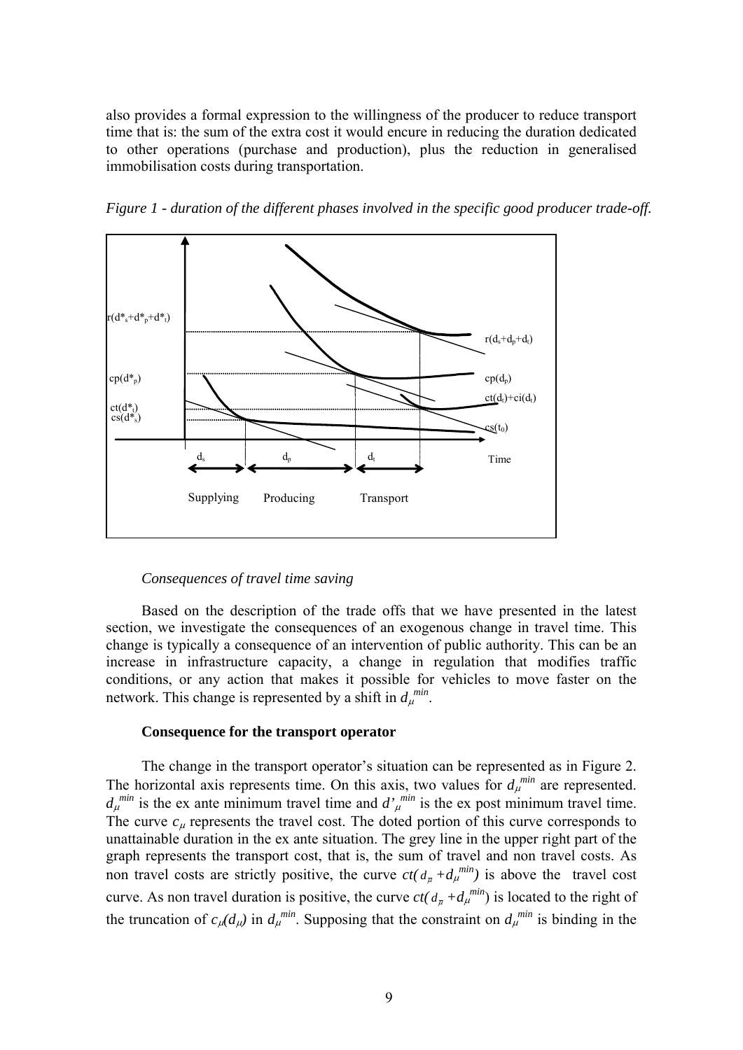also provides a formal expression to the willingness of the producer to reduce transport time that is: the sum of the extra cost it would encure in reducing the duration dedicated to other operations (purchase and production), plus the reduction in generalised immobilisation costs during transportation.

*Figure 1 - duration of the different phases involved in the specific good producer trade-off.*

*Consequences of travel time saving*

Based on the description of the trade offs that we have presented in the latest section, we investigate the consequences of an exogenous change in travel time. This change is typically a consequence of an intervention of public authority. This can be an increase in infrastructure capacity, a change in regulation that modifies traffic conditions, or any action that makes it possible for vehicles to move faster on the network. This change is represented by a shift in $d_{\mu}^{min}$.

**Consequence for the transport operator**

The change in the transport operator's situation can be represented as in Figure 2. The horizontal axis represents time. On this axis, two values for $d_{\mu}^{min}$ are represented. $d_{\mu}^{min}$ is the ex ante minimum travel time and $d'^{min}_{\mu}$ is the ex post minimum travel time. The curve $c_{\mu}$ represents the travel cost. The doted portion of this curve corresponds to unattainable duration in the ex ante situation. The grey line in the upper right part of the graph represents the transport cost, that is, the sum of travel and non travel costs. As non travel costs are strictly positive, the curve $ct(d_{\bar{\mu}} + d_{\mu}^{min})$ is above the travel cost curve. As non travel duration is positive, the curve $ct(d_{\bar{\mu}} + d_{\mu}^{min})$ is located to the right of the truncation of $c_{\mu}(d_{\mu})$ in $d_{\mu}^{min}$. Supposing that the constraint on $d_{\mu}^{min}$ is binding in the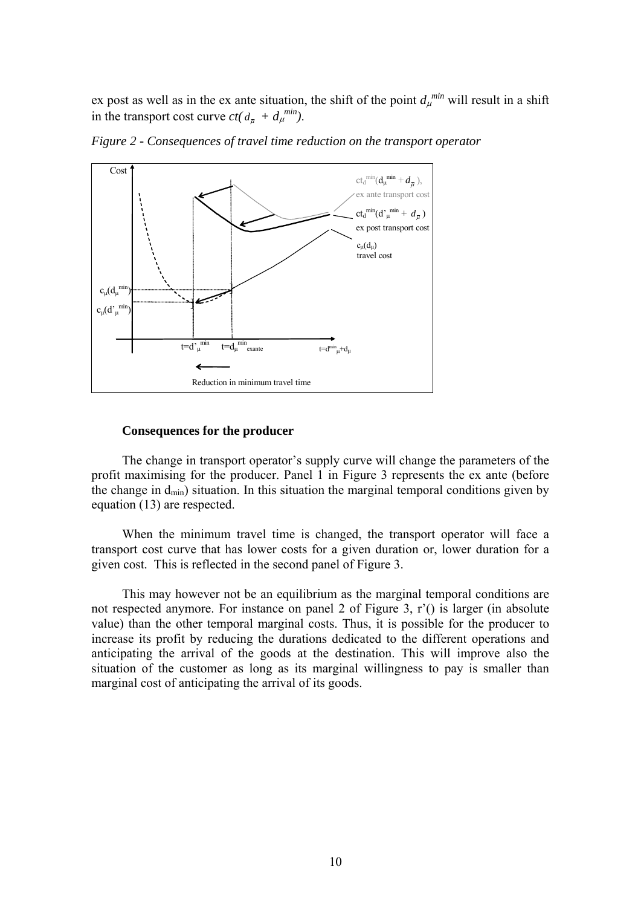ex post as well as in the ex ante situation, the shift of the point $d_\mu^{min}$ will result in a shift in the transport cost curve $ct(d_{\overline{\mu}} + d_\mu^{min})$.

*Figure 2 - Consequences of travel time reduction on the transport operator*

### Consequences for the producer

The change in transport operator's supply curve will change the parameters of the profit maximising for the producer. Panel 1 in Figure 3 represents the ex ante (before the change in $d_{min}$) situation. In this situation the marginal temporal conditions given by equation (13) are respected.

When the minimum travel time is changed, the transport operator will face a transport cost curve that has lower costs for a given duration or, lower duration for a given cost. This is reflected in the second panel of Figure 3.

This may however not be an equilibrium as the marginal temporal conditions are not respected anymore. For instance on panel 2 of Figure 3, r'() is larger (in absolute value) than the other temporal marginal costs. Thus, it is possible for the producer to increase its profit by reducing the durations dedicated to the different operations and anticipating the arrival of the goods at the destination. This will improve also the situation of the customer as long as its marginal willingness to pay is smaller than marginal cost of anticipating the arrival of its goods.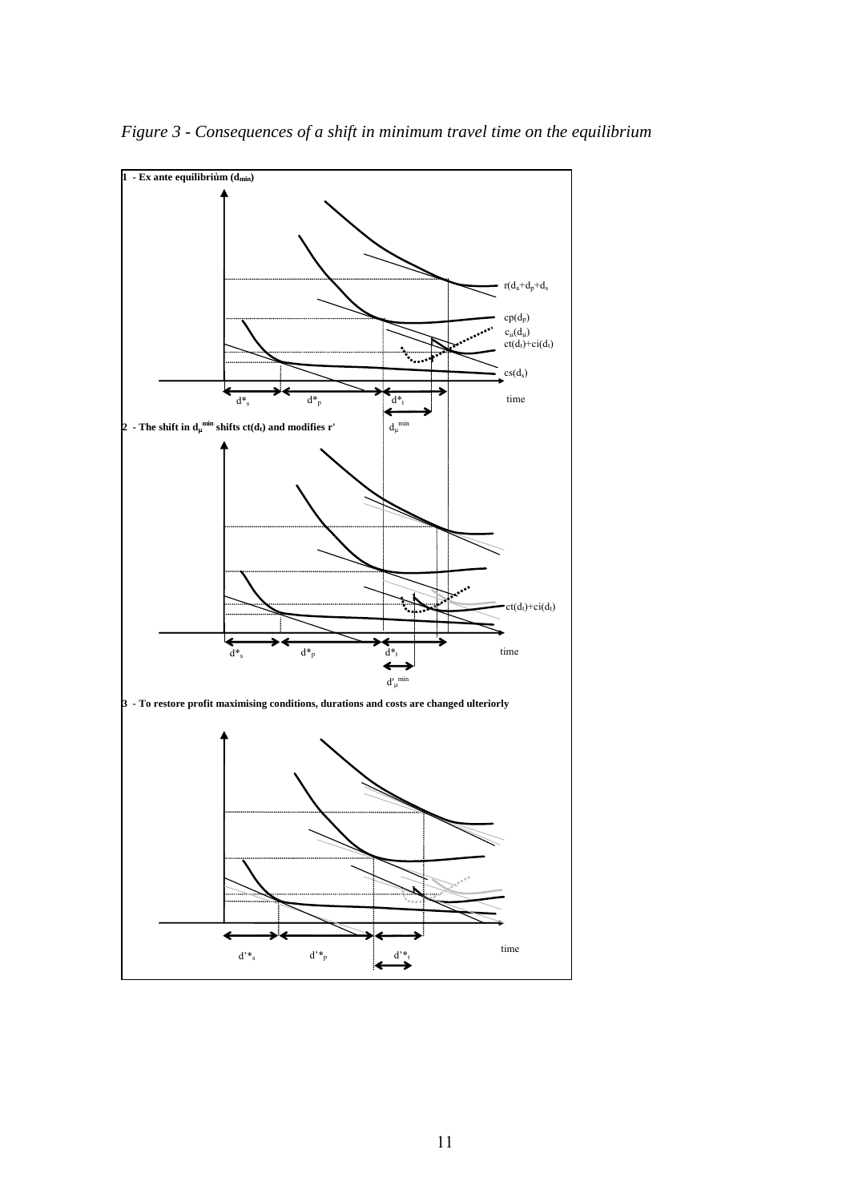*Figure 3 - Consequences of a shift in minimum travel time on the equilibrium*

**1 - Ex ante equilibrium ($d_{min}$)**

$r(d_u+d_p+d_s)$

$cp(d_p)$

$c_\mu(d_\mu)$

$ct(d_t)+ci(d_t)$

$cs(d_s)$

$d^*_s$ $d^*_p$ $d^*_t$ time

$d_\mu^{min}$

**2 - The shift in $d_\mu^{min}$ shifts $ct(d_t)$ and modifies r'**

$ct(d_t)+ci(d_t)$

$d^*_s$ $d^*_p$ $d^*_t$ time

$d'^{min}_\mu$

**3 - To restore profit maximising conditions, durations and costs are changed ulteriorly**

$d'^*_s$ $d'^*_p$ $d'^*_t$ time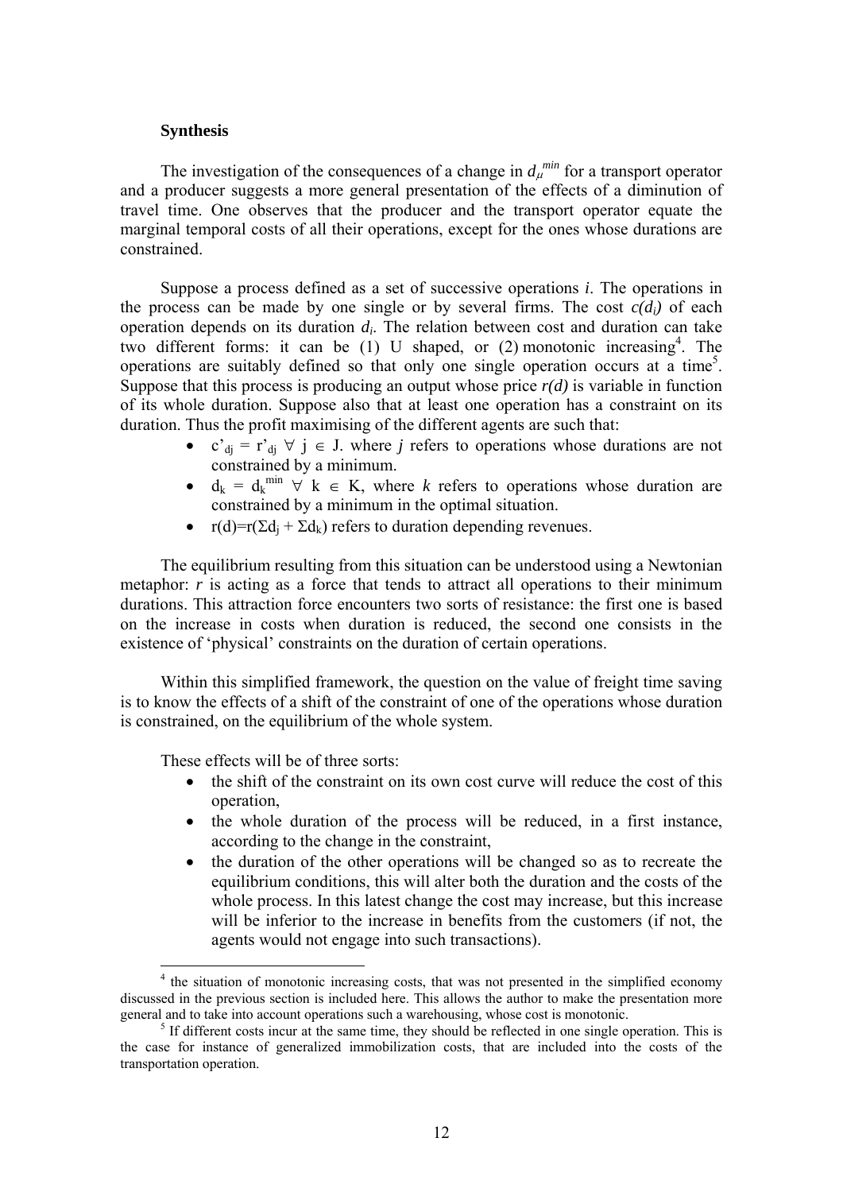**Synthesis**

The investigation of the consequences of a change in $d_\mu^{min}$ for a transport operator and a producer suggests a more general presentation of the effects of a diminution of travel time. One observes that the producer and the transport operator equate the marginal temporal costs of all their operations, except for the ones whose durations are constrained.

Suppose a process defined as a set of successive operations *i*. The operations in the process can be made by one single or by several firms. The cost $c(d_i)$ of each operation depends on its duration $d_i$. The relation between cost and duration can take two different forms: it can be (1) U shaped, or (2) monotonic increasing[4]. The operations are suitably defined so that only one single operation occurs at a time[5]. Suppose that this process is producing an output whose price $r(d)$ is variable in function of its whole duration. Suppose also that at least one operation has a constraint on its duration. Thus the profit maximising of the different agents are such that:

- $c'_{dj} = r'_{dj}$ $\forall$ $j \in J$. where *j* refers to operations whose durations are not constrained by a minimum.
- $d_k = d_k^{min}$ $\forall$ $k \in K$, where *k* refers to operations whose duration are constrained by a minimum in the optimal situation.
- $r(d)=r(\Sigma d_j + \Sigma d_k)$ refers to duration depending revenues.

The equilibrium resulting from this situation can be understood using a Newtonian metaphor: *r* is acting as a force that tends to attract all operations to their minimum durations. This attraction force encounters two sorts of resistance: the first one is based on the increase in costs when duration is reduced, the second one consists in the existence of 'physical' constraints on the duration of certain operations.

Within this simplified framework, the question on the value of freight time saving is to know the effects of a shift of the constraint of one of the operations whose duration is constrained, on the equilibrium of the whole system.

These effects will be of three sorts:

- the shift of the constraint on its own cost curve will reduce the cost of this operation,
- the whole duration of the process will be reduced, in a first instance, according to the change in the constraint,
- the duration of the other operations will be changed so as to recreate the equilibrium conditions, this will alter both the duration and the costs of the whole process. In this latest change the cost may increase, but this increase will be inferior to the increase in benefits from the customers (if not, the agents would not engage into such transactions).

[4] the situation of monotonic increasing costs, that was not presented in the simplified economy discussed in the previous section is included here. This allows the author to make the presentation more general and to take into account operations such a warehousing, whose cost is monotonic.

[5] If different costs incur at the same time, they should be reflected in one single operation. This is the case for instance of generalized immobilization costs, that are included into the costs of the transportation operation.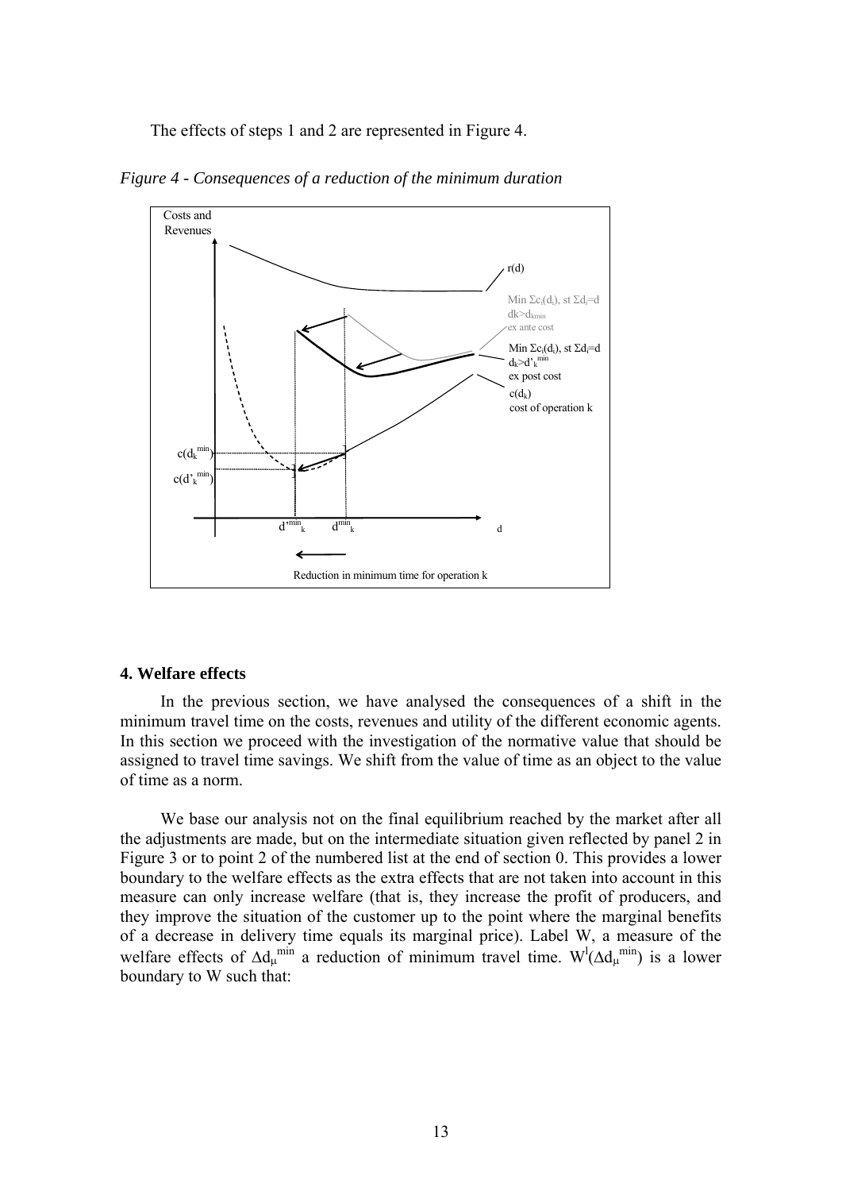The effects of steps 1 and 2 are represented in Figure 4.

*Figure 4 - Consequences of a reduction of the minimum duration*

## 4. Welfare effects

In the previous section, we have analysed the consequences of a shift in the minimum travel time on the costs, revenues and utility of the different economic agents. In this section we proceed with the investigation of the normative value that should be assigned to travel time savings. We shift from the value of time as an object to the value of time as a norm.

We base our analysis not on the final equilibrium reached by the market after all the adjustments are made, but on the intermediate situation given reflected by panel 2 in Figure 3 or to point 2 of the numbered list at the end of section 0. This provides a lower boundary to the welfare effects as the extra effects that are not taken into account in this measure can only increase welfare (that is, they increase the profit of producers, and they improve the situation of the customer up to the point where the marginal benefits of a decrease in delivery time equals its marginal price). Label W, a measure of the welfare effects of $\Delta d_{\mu}^{min}$ a reduction of minimum travel time. $W^{l}(\Delta d_{\mu}^{min})$ is a lower boundary to W such that: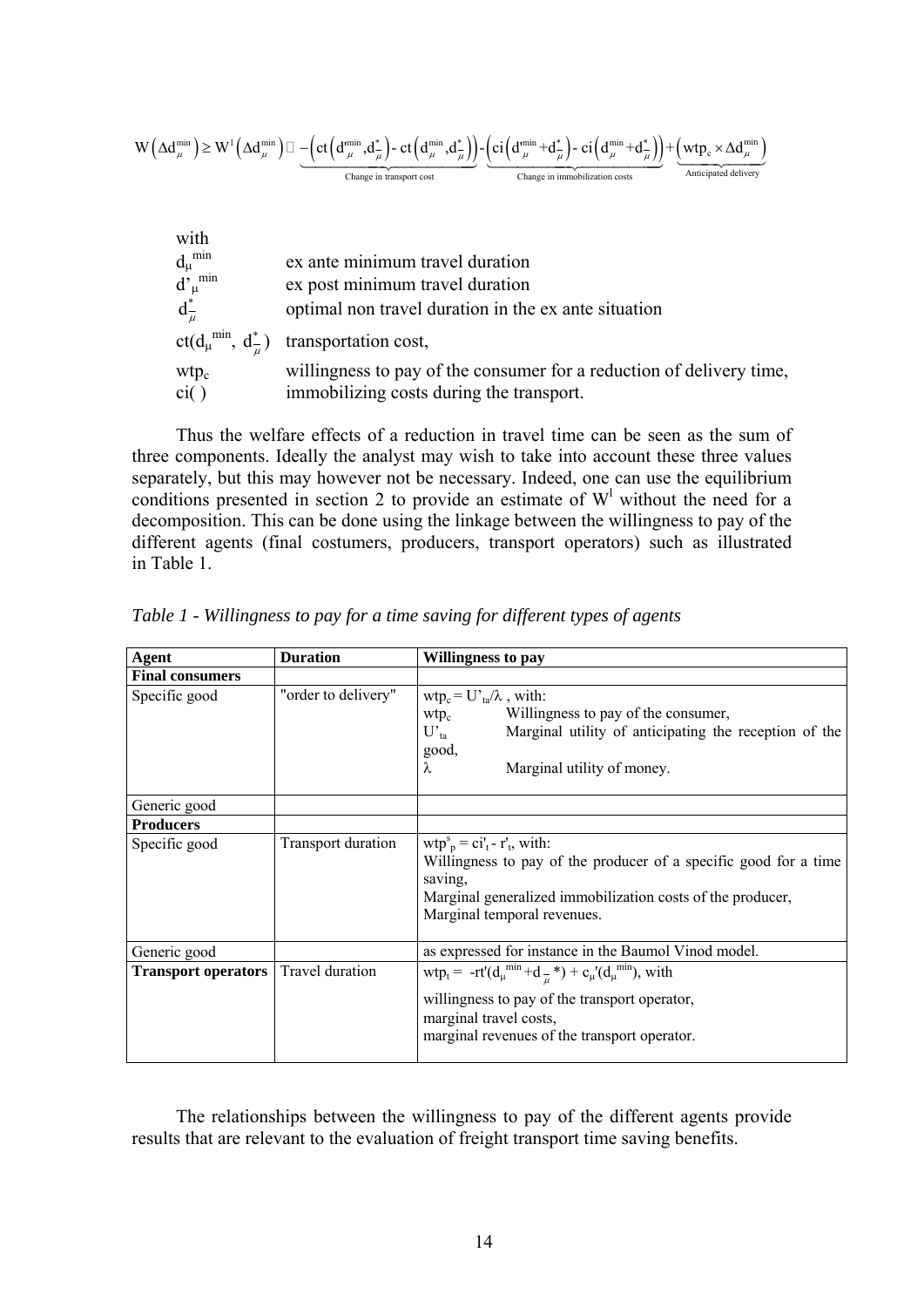$$W\left(\Delta d_{\mu}^{\min}\right) \geq W^{l}\left(\Delta d_{\mu}^{\min}\right) \square \underbrace{-\left(ct\left(d_{\mu}^{\prime\min},d_{\bar{\mu}}^{*}\right)-ct\left(d_{\mu}^{\min},d_{\bar{\mu}}^{*}\right)\right)}_{\text{Change in transport cost}}-\underbrace{\left(ci\left(d_{\mu}^{\prime\min}+d_{\bar{\mu}}^{*}\right)-ci\left(d_{\mu}^{\min}+d_{\bar{\mu}}^{*}\right)\right)}_{\text{Change in immobilization costs}}+\underbrace{\left(wtp_{c}\times\Delta d_{\mu}^{\min}\right)}_{\text{Anticipated delivery}}$$

with

| | |
|---|---|
| $d_{\mu}^{\min}$ | ex ante minimum travel duration |
| $d'_{\mu}{}^{\min}$ | ex post minimum travel duration |
| $d_{\bar{\mu}}^{*}$ | optimal non travel duration in the ex ante situation |
| $ct(d_{\mu}^{\min}, d_{\bar{\mu}}^{*})$ | transportation cost, |
| $wtp_c$ | willingness to pay of the consumer for a reduction of delivery time, |
| $ci(\,)$ | immobilizing costs during the transport. |

Thus the welfare effects of a reduction in travel time can be seen as the sum of three components. Ideally the analyst may wish to take into account these three values separately, but this may however not be necessary. Indeed, one can use the equilibrium conditions presented in section 2 to provide an estimate of $W^l$ without the need for a decomposition. This can be done using the linkage between the willingness to pay of the different agents (final costumers, producers, transport operators) such as illustrated in Table 1.

*Table 1 - Willingness to pay for a time saving for different types of agents*

| Agent | Duration | Willingness to pay |
|---|---|---|
| **Final consumers** | | |
| Specific good | "order to delivery" | $wtp_c = U'_{ta}/\lambda$ , with: <br> $wtp_c$ Willingness to pay of the consumer, <br> $U'_{ta}$ Marginal utility of anticipating the reception of the good, <br> $\lambda$ Marginal utility of money. |
| Generic good | | |
| **Producers** | | |
| Specific good | Transport duration | $wtp^s_p = ci'_t - r'_t$, with: <br> Willingness to pay of the producer of a specific good for a time saving, <br> Marginal generalized immobilization costs of the producer, <br> Marginal temporal revenues. |
| Generic good | | as expressed for instance in the Baumol Vinod model. |
| **Transport operators** | Travel duration | $wtp_t = -rt'(d_{\mu}^{\min}+d_{\bar{\mu}}^{*}) + c_{\mu}'(d_{\mu}^{\min})$, with <br> willingness to pay of the transport operator, <br> marginal travel costs, <br> marginal revenues of the transport operator. |

The relationships between the willingness to pay of the different agents provide results that are relevant to the evaluation of freight transport time saving benefits.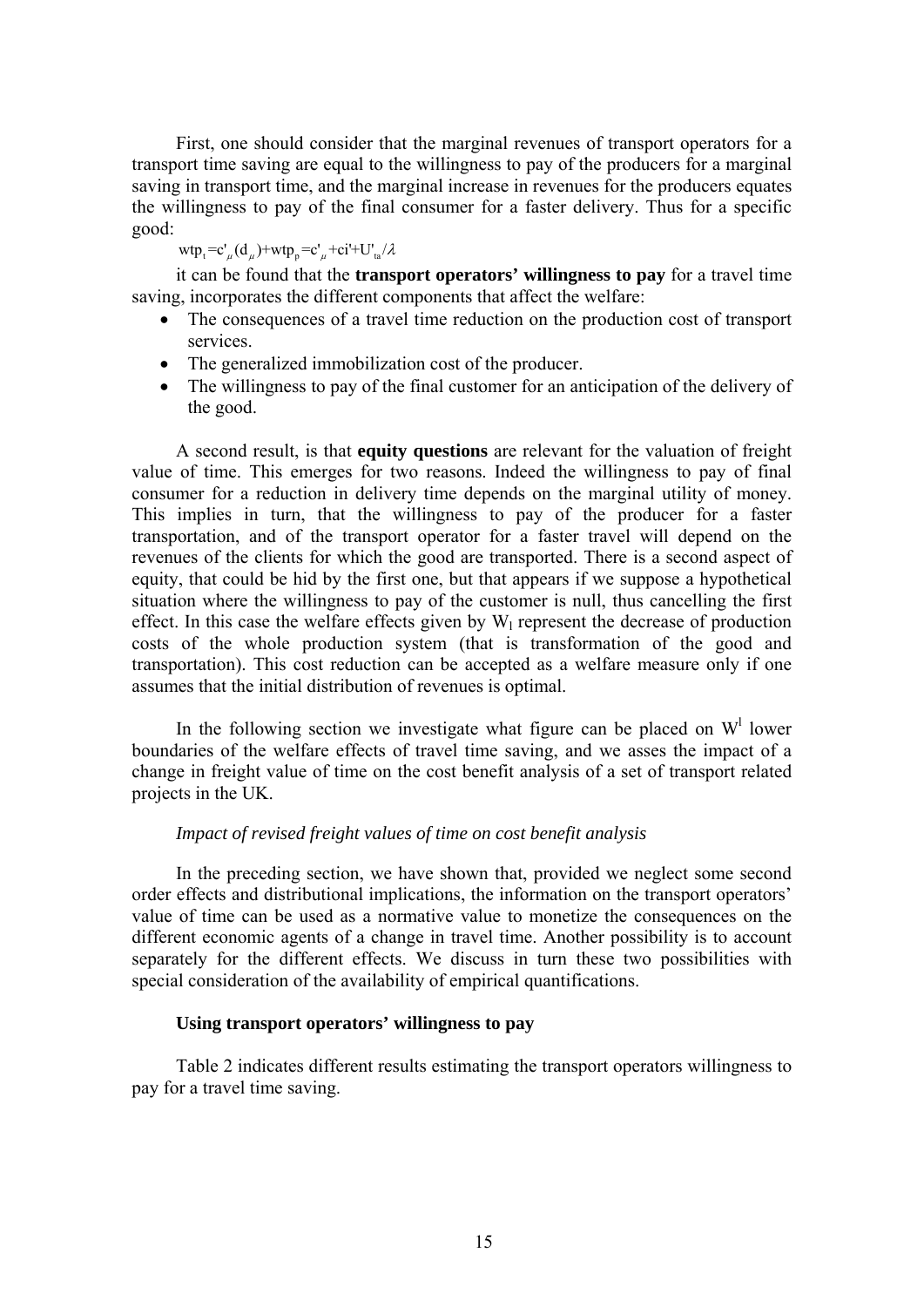First, one should consider that the marginal revenues of transport operators for a transport time saving are equal to the willingness to pay of the producers for a marginal saving in transport time, and the marginal increase in revenues for the producers equates the willingness to pay of the final consumer for a faster delivery. Thus for a specific good:

$$wtp_t = c'_\mu(d_\mu) + wtp_p = c'_\mu + ci' + U'_{ta}/\lambda$$

it can be found that the **transport operators' willingness to pay** for a travel time saving, incorporates the different components that affect the welfare:

- The consequences of a travel time reduction on the production cost of transport services.
- The generalized immobilization cost of the producer.
- The willingness to pay of the final customer for an anticipation of the delivery of the good.

A second result, is that **equity questions** are relevant for the valuation of freight value of time. This emerges for two reasons. Indeed the willingness to pay of final consumer for a reduction in delivery time depends on the marginal utility of money. This implies in turn, that the willingness to pay of the producer for a faster transportation, and of the transport operator for a faster travel will depend on the revenues of the clients for which the good are transported. There is a second aspect of equity, that could be hid by the first one, but that appears if we suppose a hypothetical situation where the willingness to pay of the customer is null, thus cancelling the first effect. In this case the welfare effects given by $W_1$ represent the decrease of production costs of the whole production system (that is transformation of the good and transportation). This cost reduction can be accepted as a welfare measure only if one assumes that the initial distribution of revenues is optimal.

In the following section we investigate what figure can be placed on $W^l$ lower boundaries of the welfare effects of travel time saving, and we asses the impact of a change in freight value of time on the cost benefit analysis of a set of transport related projects in the UK.

*Impact of revised freight values of time on cost benefit analysis*

In the preceding section, we have shown that, provided we neglect some second order effects and distributional implications, the information on the transport operators' value of time can be used as a normative value to monetize the consequences on the different economic agents of a change in travel time. Another possibility is to account separately for the different effects. We discuss in turn these two possibilities with special consideration of the availability of empirical quantifications.

**Using transport operators' willingness to pay**

Table 2 indicates different results estimating the transport operators willingness to pay for a travel time saving.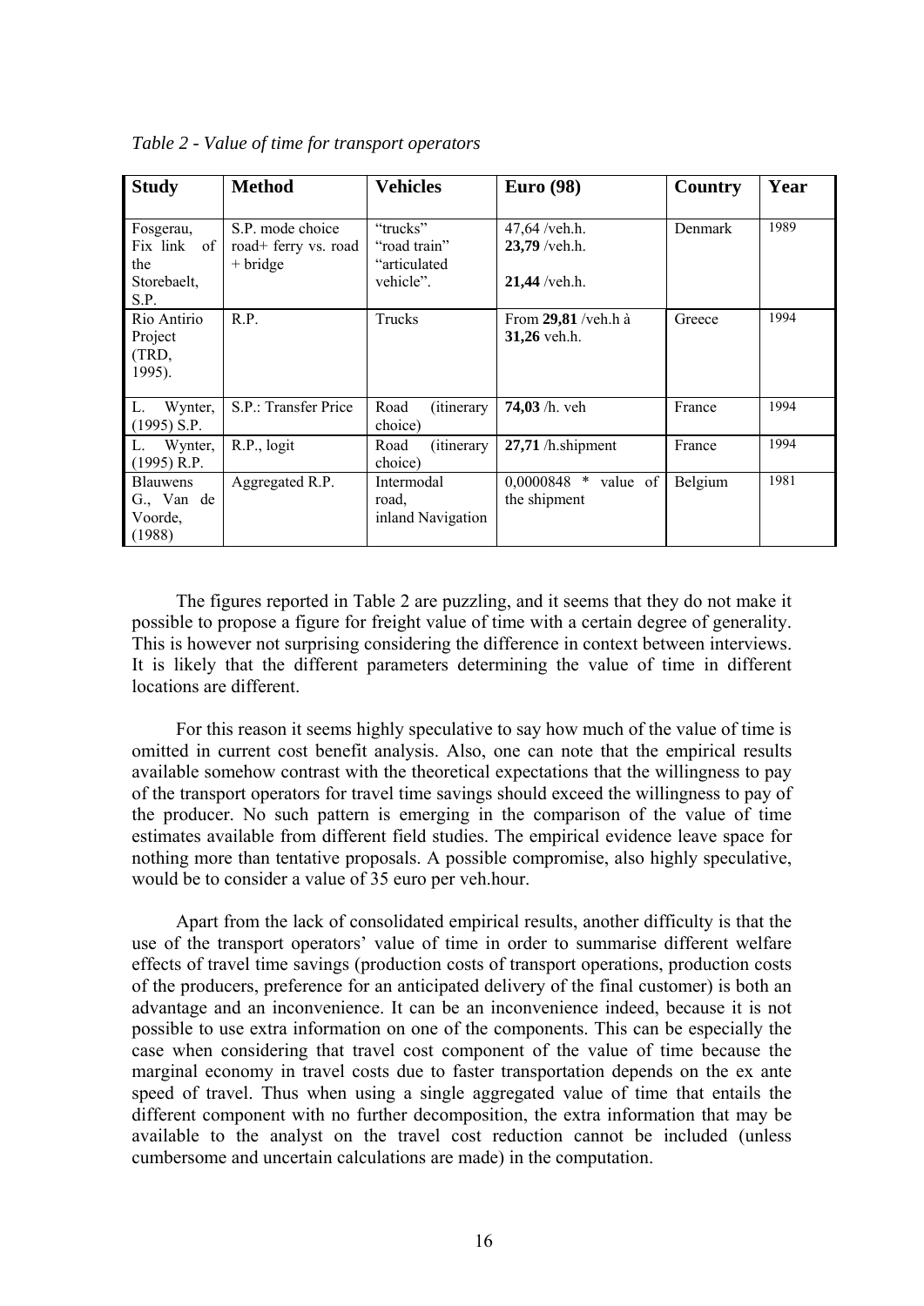*Table 2 - Value of time for transport operators*

| Study | Method | Vehicles | Euro (98) | Country | Year |
|---|---|---|---|---|---|
| Fosgerau, Fix link of the Storebaelt, S.P. | S.P. mode choice road+ ferry vs. road + bridge | "trucks" "road train" "articulated vehicle". | 47,64 /veh.h. **23,79** /veh.h. **21,44** /veh.h. | Denmark | 1989 |
| Rio Antirio Project (TRD, 1995). | R.P. | Trucks | From **29,81** /veh.h à **31,26** veh.h. | Greece | 1994 |
| L. Wynter, (1995) S.P. | S.P.: Transfer Price | Road (itinerary choice) | **74,03** /h. veh | France | 1994 |
| L. Wynter, (1995) R.P. | R.P., logit | Road (itinerary choice) | **27,71** /h.shipment | France | 1994 |
| Blauwens G., Van de Voorde, (1988) | Aggregated R.P. | Intermodal road, inland Navigation | 0,0000848 * value of the shipment | Belgium | 1981 |

The figures reported in Table 2 are puzzling, and it seems that they do not make it possible to propose a figure for freight value of time with a certain degree of generality. This is however not surprising considering the difference in context between interviews. It is likely that the different parameters determining the value of time in different locations are different.

For this reason it seems highly speculative to say how much of the value of time is omitted in current cost benefit analysis. Also, one can note that the empirical results available somehow contrast with the theoretical expectations that the willingness to pay of the transport operators for travel time savings should exceed the willingness to pay of the producer. No such pattern is emerging in the comparison of the value of time estimates available from different field studies. The empirical evidence leave space for nothing more than tentative proposals. A possible compromise, also highly speculative, would be to consider a value of 35 euro per veh.hour.

Apart from the lack of consolidated empirical results, another difficulty is that the use of the transport operators' value of time in order to summarise different welfare effects of travel time savings (production costs of transport operations, production costs of the producers, preference for an anticipated delivery of the final customer) is both an advantage and an inconvenience. It can be an inconvenience indeed, because it is not possible to use extra information on one of the components. This can be especially the case when considering that travel cost component of the value of time because the marginal economy in travel costs due to faster transportation depends on the ex ante speed of travel. Thus when using a single aggregated value of time that entails the different component with no further decomposition, the extra information that may be available to the analyst on the travel cost reduction cannot be included (unless cumbersome and uncertain calculations are made) in the computation.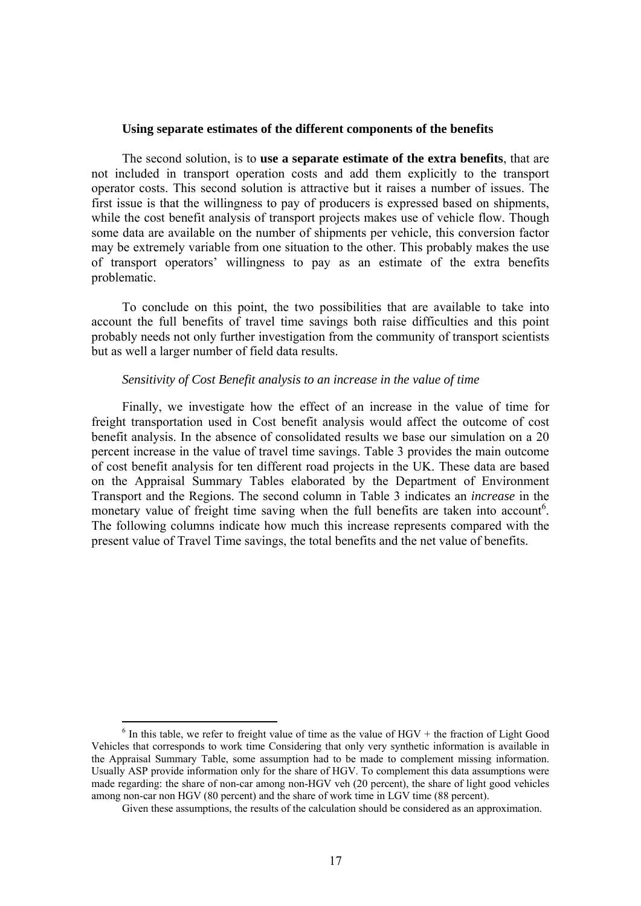**Using separate estimates of the different components of the benefits**

The second solution, is to **use a separate estimate of the extra benefits**, that are not included in transport operation costs and add them explicitly to the transport operator costs. This second solution is attractive but it raises a number of issues. The first issue is that the willingness to pay of producers is expressed based on shipments, while the cost benefit analysis of transport projects makes use of vehicle flow. Though some data are available on the number of shipments per vehicle, this conversion factor may be extremely variable from one situation to the other. This probably makes the use of transport operators' willingness to pay as an estimate of the extra benefits problematic.

To conclude on this point, the two possibilities that are available to take into account the full benefits of travel time savings both raise difficulties and this point probably needs not only further investigation from the community of transport scientists but as well a larger number of field data results.

*Sensitivity of Cost Benefit analysis to an increase in the value of time*

Finally, we investigate how the effect of an increase in the value of time for freight transportation used in Cost benefit analysis would affect the outcome of cost benefit analysis. In the absence of consolidated results we base our simulation on a 20 percent increase in the value of travel time savings. Table 3 provides the main outcome of cost benefit analysis for ten different road projects in the UK. These data are based on the Appraisal Summary Tables elaborated by the Department of Environment Transport and the Regions. The second column in Table 3 indicates an *increase* in the monetary value of freight time saving when the full benefits are taken into account[6]. The following columns indicate how much this increase represents compared with the present value of Travel Time savings, the total benefits and the net value of benefits.

[6] In this table, we refer to freight value of time as the value of HGV + the fraction of Light Good Vehicles that corresponds to work time Considering that only very synthetic information is available in the Appraisal Summary Table, some assumption had to be made to complement missing information. Usually ASP provide information only for the share of HGV. To complement this data assumptions were made regarding: the share of non-car among non-HGV veh (20 percent), the share of light good vehicles among non-car non HGV (80 percent) and the share of work time in LGV time (88 percent).

Given these assumptions, the results of the calculation should be considered as an approximation.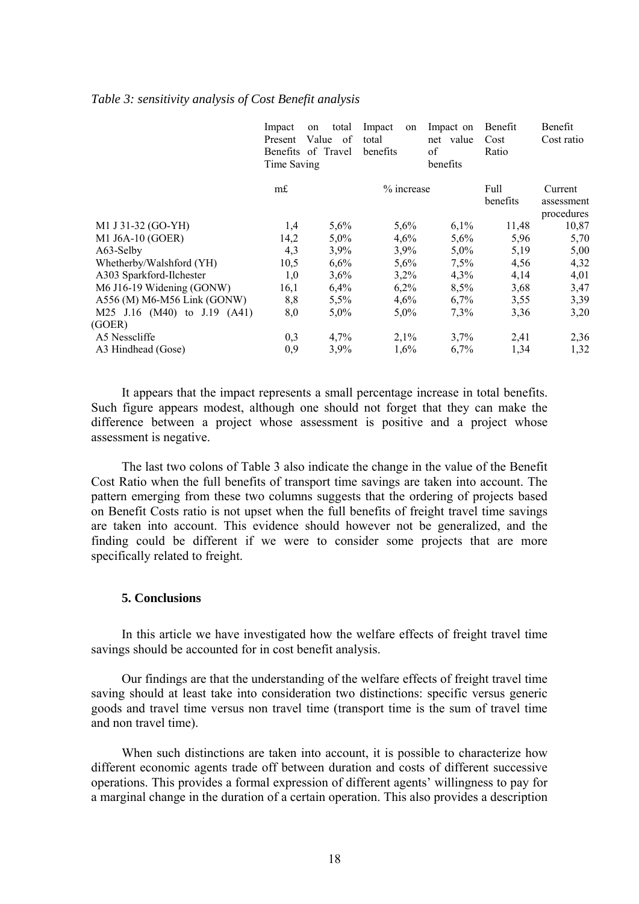*Table 3: sensitivity analysis of Cost Benefit analysis*

| | Impact on total Present Value of Benefits of Travel Time Saving | | Impact on total benefits | Impact on net value of benefits | Benefit Cost Ratio | Benefit Cost ratio |
|---|---|---|---|---|---|---|
| | m£ | | % increase | | Full benefits | Current assessment procedures |
| M1 J 31-32 (GO-YH) | 1,4 | 5,6% | 5,6% | 6,1% | 11,48 | 10,87 |
| M1 J6A-10 (GOER) | 14,2 | 5,0% | 4,6% | 5,6% | 5,96 | 5,70 |
| A63-Selby | 4,3 | 3,9% | 3,9% | 5,0% | 5,19 | 5,00 |
| Whetherby/Walshford (YH) | 10,5 | 6,6% | 5,6% | 7,5% | 4,56 | 4,32 |
| A303 Sparkford-Ilchester | 1,0 | 3,6% | 3,2% | 4,3% | 4,14 | 4,01 |
| M6 J16-19 Widening (GONW) | 16,1 | 6,4% | 6,2% | 8,5% | 3,68 | 3,47 |
| A556 (M) M6-M56 Link (GONW) | 8,8 | 5,5% | 4,6% | 6,7% | 3,55 | 3,39 |
| M25 J.16 (M40) to J.19 (A41) (GOER) | 8,0 | 5,0% | 5,0% | 7,3% | 3,36 | 3,20 |
| A5 Nesscliffe | 0,3 | 4,7% | 2,1% | 3,7% | 2,41 | 2,36 |
| A3 Hindhead (Gose) | 0,9 | 3,9% | 1,6% | 6,7% | 1,34 | 1,32 |

It appears that the impact represents a small percentage increase in total benefits. Such figure appears modest, although one should not forget that they can make the difference between a project whose assessment is positive and a project whose assessment is negative.

The last two colons of Table 3 also indicate the change in the value of the Benefit Cost Ratio when the full benefits of transport time savings are taken into account. The pattern emerging from these two columns suggests that the ordering of projects based on Benefit Costs ratio is not upset when the full benefits of freight travel time savings are taken into account. This evidence should however not be generalized, and the finding could be different if we were to consider some projects that are more specifically related to freight.

## 5. Conclusions

In this article we have investigated how the welfare effects of freight travel time savings should be accounted for in cost benefit analysis.

Our findings are that the understanding of the welfare effects of freight travel time saving should at least take into consideration two distinctions: specific versus generic goods and travel time versus non travel time (transport time is the sum of travel time and non travel time).

When such distinctions are taken into account, it is possible to characterize how different economic agents trade off between duration and costs of different successive operations. This provides a formal expression of different agents' willingness to pay for a marginal change in the duration of a certain operation. This also provides a description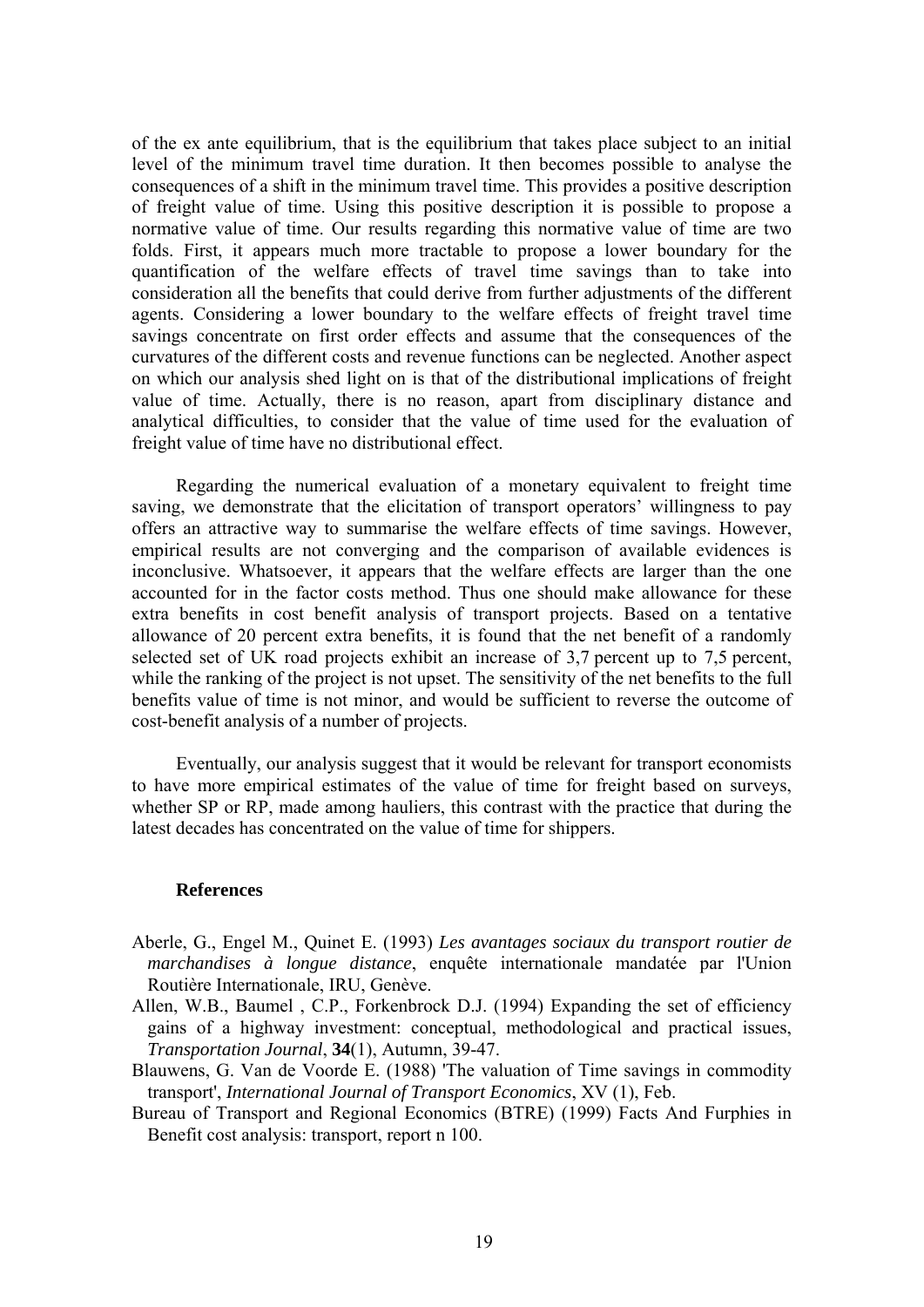of the ex ante equilibrium, that is the equilibrium that takes place subject to an initial level of the minimum travel time duration. It then becomes possible to analyse the consequences of a shift in the minimum travel time. This provides a positive description of freight value of time. Using this positive description it is possible to propose a normative value of time. Our results regarding this normative value of time are two folds. First, it appears much more tractable to propose a lower boundary for the quantification of the welfare effects of travel time savings than to take into consideration all the benefits that could derive from further adjustments of the different agents. Considering a lower boundary to the welfare effects of freight travel time savings concentrate on first order effects and assume that the consequences of the curvatures of the different costs and revenue functions can be neglected. Another aspect on which our analysis shed light on is that of the distributional implications of freight value of time. Actually, there is no reason, apart from disciplinary distance and analytical difficulties, to consider that the value of time used for the evaluation of freight value of time have no distributional effect.

Regarding the numerical evaluation of a monetary equivalent to freight time saving, we demonstrate that the elicitation of transport operators' willingness to pay offers an attractive way to summarise the welfare effects of time savings. However, empirical results are not converging and the comparison of available evidences is inconclusive. Whatsoever, it appears that the welfare effects are larger than the one accounted for in the factor costs method. Thus one should make allowance for these extra benefits in cost benefit analysis of transport projects. Based on a tentative allowance of 20 percent extra benefits, it is found that the net benefit of a randomly selected set of UK road projects exhibit an increase of 3,7 percent up to 7,5 percent, while the ranking of the project is not upset. The sensitivity of the net benefits to the full benefits value of time is not minor, and would be sufficient to reverse the outcome of cost-benefit analysis of a number of projects.

Eventually, our analysis suggest that it would be relevant for transport economists to have more empirical estimates of the value of time for freight based on surveys, whether SP or RP, made among hauliers, this contrast with the practice that during the latest decades has concentrated on the value of time for shippers.

## References

Aberle, G., Engel M., Quinet E. (1993) *Les avantages sociaux du transport routier de marchandises à longue distance*, enquête internationale mandatée par l'Union Routière Internationale, IRU, Genève.

Allen, W.B., Baumel , C.P., Forkenbrock D.J. (1994) Expanding the set of efficiency gains of a highway investment: conceptual, methodological and practical issues, *Transportation Journal*, **34**(1), Autumn, 39-47.

Blauwens, G. Van de Voorde E. (1988) 'The valuation of Time savings in commodity transport', *International Journal of Transport Economics*, XV (1), Feb.

Bureau of Transport and Regional Economics (BTRE) (1999) Facts And Furphies in Benefit cost analysis: transport, report n 100.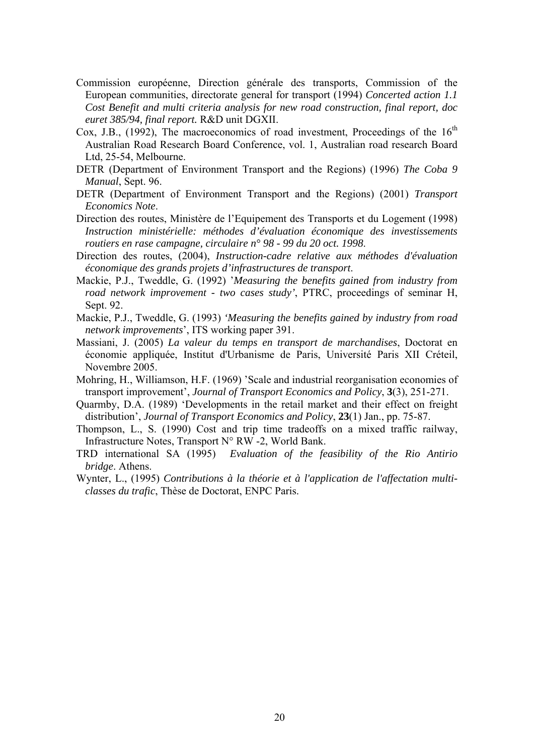Commission européenne, Direction générale des transports, Commission of the European communities, directorate general for transport (1994) *Concerted action 1.1 Cost Benefit and multi criteria analysis for new road construction, final report, doc euret 385/94, final report.* R&D unit DGXII.

Cox, J.B., (1992), The macroeconomics of road investment, Proceedings of the 16th Australian Road Research Board Conference, vol. 1, Australian road research Board Ltd, 25-54, Melbourne.

DETR (Department of Environment Transport and the Regions) (1996) *The Coba 9 Manual*, Sept. 96.

DETR (Department of Environment Transport and the Regions) (2001) *Transport Economics Note*.

Direction des routes, Ministère de l'Equipement des Transports et du Logement (1998) *Instruction ministérielle: méthodes d'évaluation économique des investissements routiers en rase campagne, circulaire n° 98 - 99 du 20 oct. 1998*.

Direction des routes, (2004), *Instruction-cadre relative aux méthodes d'évaluation économique des grands projets d'infrastructures de transport*.

Mackie, P.J., Tweddle, G. (1992) '*Measuring the benefits gained from industry from road network improvement - two cases study'*, PTRC, proceedings of seminar H, Sept. 92.

Mackie, P.J., Tweddle, G. (1993) *'Measuring the benefits gained by industry from road network improvements*', ITS working paper 391.

Massiani, J. (2005) *La valeur du temps en transport de marchandises*, Doctorat en économie appliquée, Institut d'Urbanisme de Paris, Université Paris XII Créteil, Novembre 2005.

Mohring, H., Williamson, H.F. (1969) 'Scale and industrial reorganisation economies of transport improvement', *Journal of Transport Economics and Policy*, **3**(3), 251-271.

Quarmby, D.A. (1989) 'Developments in the retail market and their effect on freight distribution', *Journal of Transport Economics and Policy*, **23**(1) Jan., pp. 75-87.

Thompson, L., S. (1990) Cost and trip time tradeoffs on a mixed traffic railway, Infrastructure Notes, Transport N° RW -2, World Bank.

TRD international SA (1995) *Evaluation of the feasibility of the Rio Antirio bridge*. Athens.

Wynter, L., (1995) *Contributions à la théorie et à l'application de l'affectation multi-classes du trafic*, Thèse de Doctorat, ENPC Paris.